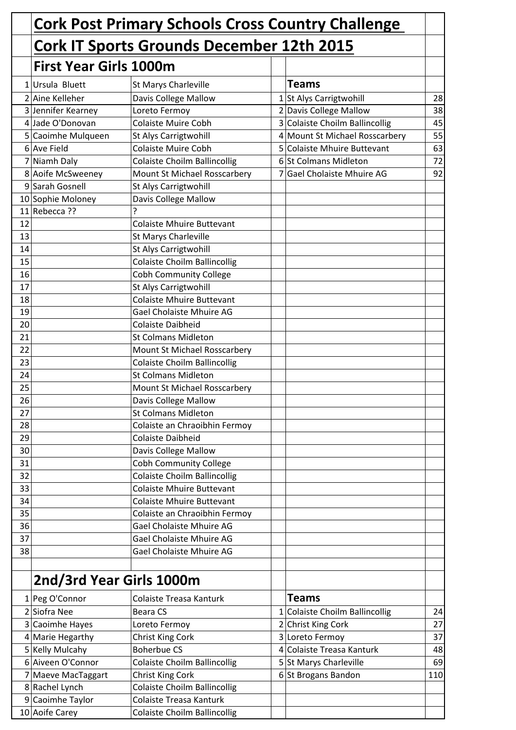# Cork Post Primary Schools Cross Country Challenge

## Cork IT Sports Grounds December 12th 2015

### First Year Girls 1000m

| | | | | Teams | |
|---|---|---|---|---|---|
| 1 | Ursula Bluett | St Marys Charleville | 1 | St Alys Carrigtwohill | 28 |
| 2 | Aine Kelleher | Davis College Mallow | 2 | Davis College Mallow | 38 |
| 3 | Jennifer Kearney | Loreto Fermoy | 3 | Colaiste Choilm Ballincollig | 45 |
| 4 | Jade O'Donovan | Colaiste Muire Cobh | 4 | Mount St Michael Rosscarbery | 55 |
| 5 | Caoimhe Mulqueen | St Alys Carrigtwohill | 5 | Colaiste Mhuire Buttevant | 63 |
| 6 | Ave Field | Colaiste Muire Cobh | 6 | St Colmans Midleton | 72 |
| 7 | Niamh Daly | Colaiste Choilm Ballincollig | 7 | Gael Cholaiste Mhuire AG | 92 |
| 8 | Aoife McSweeney | Mount St Michael Rosscarbery | | | |
| 9 | Sarah Gosnell | St Alys Carrigtwohill | | | |
| 10 | Sophie Moloney | Davis College Mallow | | | |
| 11 | Rebecca ?? | ? | | | |
| 12 | | Colaiste Mhuire Buttevant | | | |
| 13 | | St Marys Charleville | | | |
| 14 | | St Alys Carrigtwohill | | | |
| 15 | | Colaiste Choilm Ballincollig | | | |
| 16 | | Cobh Community College | | | |
| 17 | | St Alys Carrigtwohill | | | |
| 18 | | Colaiste Mhuire Buttevant | | | |
| 19 | | Gael Cholaiste Mhuire AG | | | |
| 20 | | Colaiste Daibheid | | | |
| 21 | | St Colmans Midleton | | | |
| 22 | | Mount St Michael Rosscarbery | | | |
| 23 | | Colaiste Choilm Ballincollig | | | |
| 24 | | St Colmans Midleton | | | |
| 25 | | Mount St Michael Rosscarbery | | | |
| 26 | | Davis College Mallow | | | |
| 27 | | St Colmans Midleton | | | |
| 28 | | Colaiste an Chraoibhin Fermoy | | | |
| 29 | | Colaiste Daibheid | | | |
| 30 | | Davis College Mallow | | | |
| 31 | | Cobh Community College | | | |
| 32 | | Colaiste Choilm Ballincollig | | | |
| 33 | | Colaiste Mhuire Buttevant | | | |
| 34 | | Colaiste Mhuire Buttevant | | | |
| 35 | | Colaiste an Chraoibhin Fermoy | | | |
| 36 | | Gael Cholaiste Mhuire AG | | | |
| 37 | | Gael Cholaiste Mhuire AG | | | |
| 38 | | Gael Cholaiste Mhuire AG | | | |

### 2nd/3rd Year Girls 1000m

| | | | | Teams | |
|---|---|---|---|---|---|
| 1 | Peg O'Connor | Colaiste Treasa Kanturk | 1 | Colaiste Choilm Ballincollig | 24 |
| 2 | Siofra Nee | Beara CS | 2 | Christ King Cork | 27 |
| 3 | Caoimhe Hayes | Loreto Fermoy | 3 | Loreto Fermoy | 37 |
| 4 | Marie Hegarthy | Christ King Cork | 4 | Colaiste Treasa Kanturk | 48 |
| 5 | Kelly Mulcahy | Boherbue CS | 5 | St Marys Charleville | 69 |
| 6 | Aiveen O'Connor | Colaiste Choilm Ballincollig | 6 | St Brogans Bandon | 110 |
| 7 | Maeve MacTaggart | Christ King Cork | | | |
| 8 | Rachel Lynch | Colaiste Choilm Ballincollig | | | |
| 9 | Caoimhe Taylor | Colaiste Treasa Kanturk | | | |
| 10 | Aoife Carey | Colaiste Choilm Ballincollig | | | |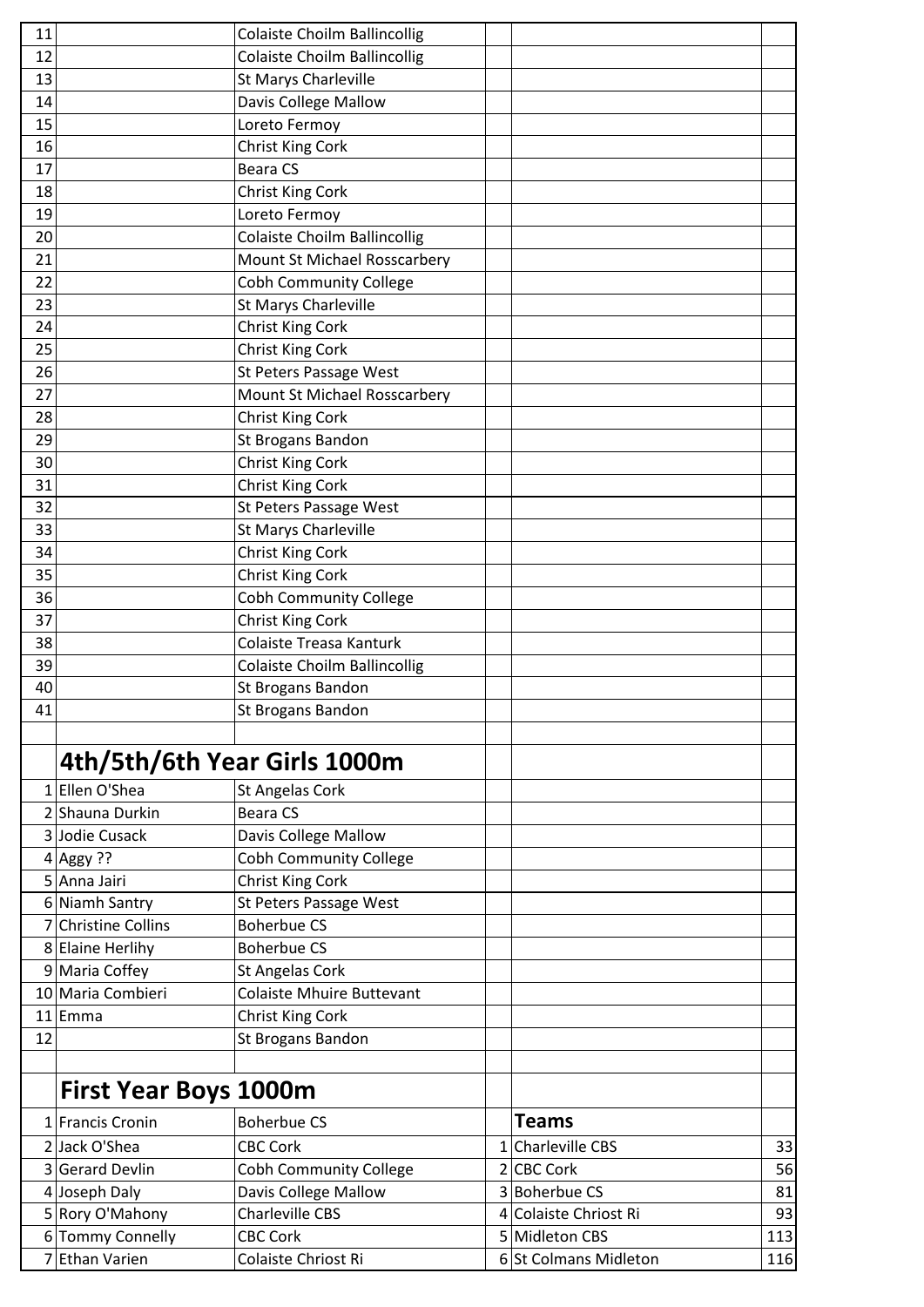| | | | | | |
|---|---|---|---|---|---|
| 11 | | Colaiste Choilm Ballincollig | | | |
| 12 | | Colaiste Choilm Ballincollig | | | |
| 13 | | St Marys Charleville | | | |
| 14 | | Davis College Mallow | | | |
| 15 | | Loreto Fermoy | | | |
| 16 | | Christ King Cork | | | |
| 17 | | Beara CS | | | |
| 18 | | Christ King Cork | | | |
| 19 | | Loreto Fermoy | | | |
| 20 | | Colaiste Choilm Ballincollig | | | |
| 21 | | Mount St Michael Rosscarbery | | | |
| 22 | | Cobh Community College | | | |
| 23 | | St Marys Charleville | | | |
| 24 | | Christ King Cork | | | |
| 25 | | Christ King Cork | | | |
| 26 | | St Peters Passage West | | | |
| 27 | | Mount St Michael Rosscarbery | | | |
| 28 | | Christ King Cork | | | |
| 29 | | St Brogans Bandon | | | |
| 30 | | Christ King Cork | | | |
| 31 | | Christ King Cork | | | |
| 32 | | St Peters Passage West | | | |
| 33 | | St Marys Charleville | | | |
| 34 | | Christ King Cork | | | |
| 35 | | Christ King Cork | | | |
| 36 | | Cobh Community College | | | |
| 37 | | Christ King Cork | | | |
| 38 | | Colaiste Treasa Kanturk | | | |
| 39 | | Colaiste Choilm Ballincollig | | | |
| 40 | | St Brogans Bandon | | | |
| 41 | | St Brogans Bandon | | | |
| | | | | | |
| | **4th/5th/6th Year Girls 1000m** | | | | |
| 1 | Ellen O'Shea | St Angelas Cork | | | |
| 2 | Shauna Durkin | Beara CS | | | |
| 3 | Jodie Cusack | Davis College Mallow | | | |
| 4 | Aggy ?? | Cobh Community College | | | |
| 5 | Anna Jairi | Christ King Cork | | | |
| 6 | Niamh Santry | St Peters Passage West | | | |
| 7 | Christine Collins | Boherbue CS | | | |
| 8 | Elaine Herlihy | Boherbue CS | | | |
| 9 | Maria Coffey | St Angelas Cork | | | |
| 10 | Maria Combieri | Colaiste Mhuire Buttevant | | | |
| 11 | Emma | Christ King Cork | | | |
| 12 | | St Brogans Bandon | | | |
| | | | | | |
| | **First Year Boys 1000m** | | | | |
| 1 | Francis Cronin | Boherbue CS | | **Teams** | |
| 2 | Jack O'Shea | CBC Cork | 1 | Charleville CBS | 33 |
| 3 | Gerard Devlin | Cobh Community College | 2 | CBC Cork | 56 |
| 4 | Joseph Daly | Davis College Mallow | 3 | Boherbue CS | 81 |
| 5 | Rory O'Mahony | Charleville CBS | 4 | Colaiste Chriost Ri | 93 |
| 6 | Tommy Connelly | CBC Cork | 5 | Midleton CBS | 113 |
| 7 | Ethan Varien | Colaiste Chriost Ri | 6 | St Colmans Midleton | 116 |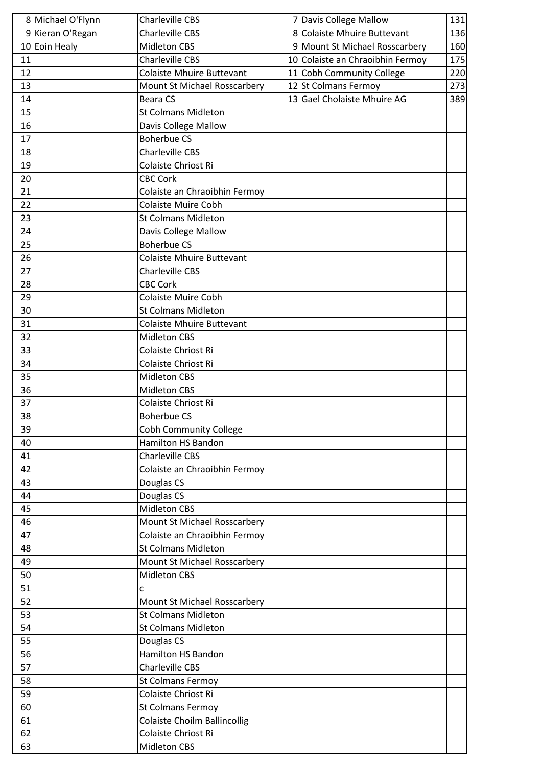| | | | | | |
|---|---|---|---|---|---|
| 8 | Michael O'Flynn | Charleville CBS | 7 | Davis College Mallow | 131 |
| 9 | Kieran O'Regan | Charleville CBS | 8 | Colaiste Mhuire Buttevant | 136 |
| 10 | Eoin Healy | Midleton CBS | 9 | Mount St Michael Rosscarbery | 160 |
| 11 | | Charleville CBS | 10 | Colaiste an Chraoibhin Fermoy | 175 |
| 12 | | Colaiste Mhuire Buttevant | 11 | Cobh Community College | 220 |
| 13 | | Mount St Michael Rosscarbery | 12 | St Colmans Fermoy | 273 |
| 14 | | Beara CS | 13 | Gael Cholaiste Mhuire AG | 389 |
| 15 | | St Colmans Midleton | | | |
| 16 | | Davis College Mallow | | | |
| 17 | | Boherbue CS | | | |
| 18 | | Charleville CBS | | | |
| 19 | | Colaiste Chriost Ri | | | |
| 20 | | CBC Cork | | | |
| 21 | | Colaiste an Chraoibhin Fermoy | | | |
| 22 | | Colaiste Muire Cobh | | | |
| 23 | | St Colmans Midleton | | | |
| 24 | | Davis College Mallow | | | |
| 25 | | Boherbue CS | | | |
| 26 | | Colaiste Mhuire Buttevant | | | |
| 27 | | Charleville CBS | | | |
| 28 | | CBC Cork | | | |
| 29 | | Colaiste Muire Cobh | | | |
| 30 | | St Colmans Midleton | | | |
| 31 | | Colaiste Mhuire Buttevant | | | |
| 32 | | Midleton CBS | | | |
| 33 | | Colaiste Chriost Ri | | | |
| 34 | | Colaiste Chriost Ri | | | |
| 35 | | Midleton CBS | | | |
| 36 | | Midleton CBS | | | |
| 37 | | Colaiste Chriost Ri | | | |
| 38 | | Boherbue CS | | | |
| 39 | | Cobh Community College | | | |
| 40 | | Hamilton HS Bandon | | | |
| 41 | | Charleville CBS | | | |
| 42 | | Colaiste an Chraoibhin Fermoy | | | |
| 43 | | Douglas CS | | | |
| 44 | | Douglas CS | | | |
| 45 | | Midleton CBS | | | |
| 46 | | Mount St Michael Rosscarbery | | | |
| 47 | | Colaiste an Chraoibhin Fermoy | | | |
| 48 | | St Colmans Midleton | | | |
| 49 | | Mount St Michael Rosscarbery | | | |
| 50 | | Midleton CBS | | | |
| 51 | | c | | | |
| 52 | | Mount St Michael Rosscarbery | | | |
| 53 | | St Colmans Midleton | | | |
| 54 | | St Colmans Midleton | | | |
| 55 | | Douglas CS | | | |
| 56 | | Hamilton HS Bandon | | | |
| 57 | | Charleville CBS | | | |
| 58 | | St Colmans Fermoy | | | |
| 59 | | Colaiste Chriost Ri | | | |
| 60 | | St Colmans Fermoy | | | |
| 61 | | Colaiste Choilm Ballincollig | | | |
| 62 | | Colaiste Chriost Ri | | | |
| 63 | | Midleton CBS | | | |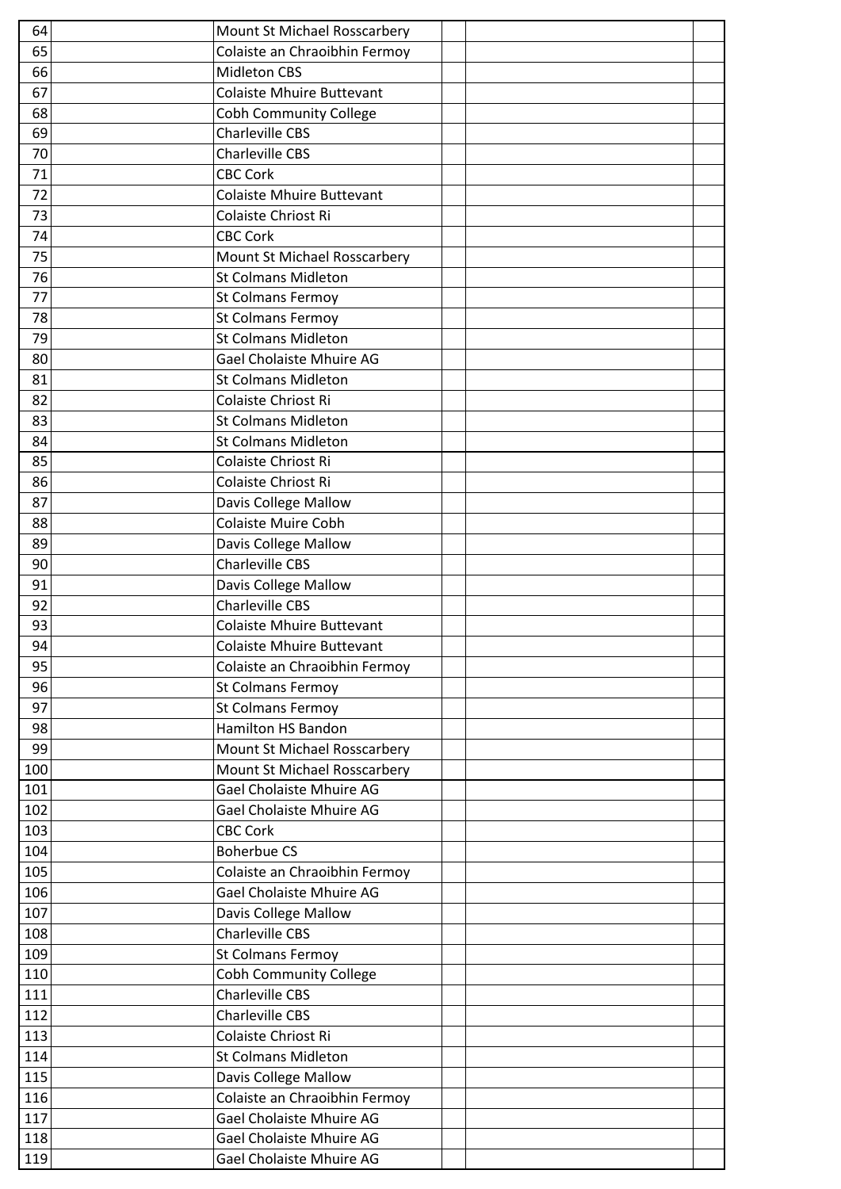| | | | | | |
|---|---|---|---|---|---|
| 64 | | Mount St Michael Rosscarbery | | | |
| 65 | | Colaiste an Chraoibhin Fermoy | | | |
| 66 | | Midleton CBS | | | |
| 67 | | Colaiste Mhuire Buttevant | | | |
| 68 | | Cobh Community College | | | |
| 69 | | Charleville CBS | | | |
| 70 | | Charleville CBS | | | |
| 71 | | CBC Cork | | | |
| 72 | | Colaiste Mhuire Buttevant | | | |
| 73 | | Colaiste Chriost Ri | | | |
| 74 | | CBC Cork | | | |
| 75 | | Mount St Michael Rosscarbery | | | |
| 76 | | St Colmans Midleton | | | |
| 77 | | St Colmans Fermoy | | | |
| 78 | | St Colmans Fermoy | | | |
| 79 | | St Colmans Midleton | | | |
| 80 | | Gael Cholaiste Mhuire AG | | | |
| 81 | | St Colmans Midleton | | | |
| 82 | | Colaiste Chriost Ri | | | |
| 83 | | St Colmans Midleton | | | |
| 84 | | St Colmans Midleton | | | |
| 85 | | Colaiste Chriost Ri | | | |
| 86 | | Colaiste Chriost Ri | | | |
| 87 | | Davis College Mallow | | | |
| 88 | | Colaiste Muire Cobh | | | |
| 89 | | Davis College Mallow | | | |
| 90 | | Charleville CBS | | | |
| 91 | | Davis College Mallow | | | |
| 92 | | Charleville CBS | | | |
| 93 | | Colaiste Mhuire Buttevant | | | |
| 94 | | Colaiste Mhuire Buttevant | | | |
| 95 | | Colaiste an Chraoibhin Fermoy | | | |
| 96 | | St Colmans Fermoy | | | |
| 97 | | St Colmans Fermoy | | | |
| 98 | | Hamilton HS Bandon | | | |
| 99 | | Mount St Michael Rosscarbery | | | |
| 100 | | Mount St Michael Rosscarbery | | | |
| 101 | | Gael Cholaiste Mhuire AG | | | |
| 102 | | Gael Cholaiste Mhuire AG | | | |
| 103 | | CBC Cork | | | |
| 104 | | Boherbue CS | | | |
| 105 | | Colaiste an Chraoibhin Fermoy | | | |
| 106 | | Gael Cholaiste Mhuire AG | | | |
| 107 | | Davis College Mallow | | | |
| 108 | | Charleville CBS | | | |
| 109 | | St Colmans Fermoy | | | |
| 110 | | Cobh Community College | | | |
| 111 | | Charleville CBS | | | |
| 112 | | Charleville CBS | | | |
| 113 | | Colaiste Chriost Ri | | | |
| 114 | | St Colmans Midleton | | | |
| 115 | | Davis College Mallow | | | |
| 116 | | Colaiste an Chraoibhin Fermoy | | | |
| 117 | | Gael Cholaiste Mhuire AG | | | |
| 118 | | Gael Cholaiste Mhuire AG | | | |
| 119 | | Gael Cholaiste Mhuire AG | | | |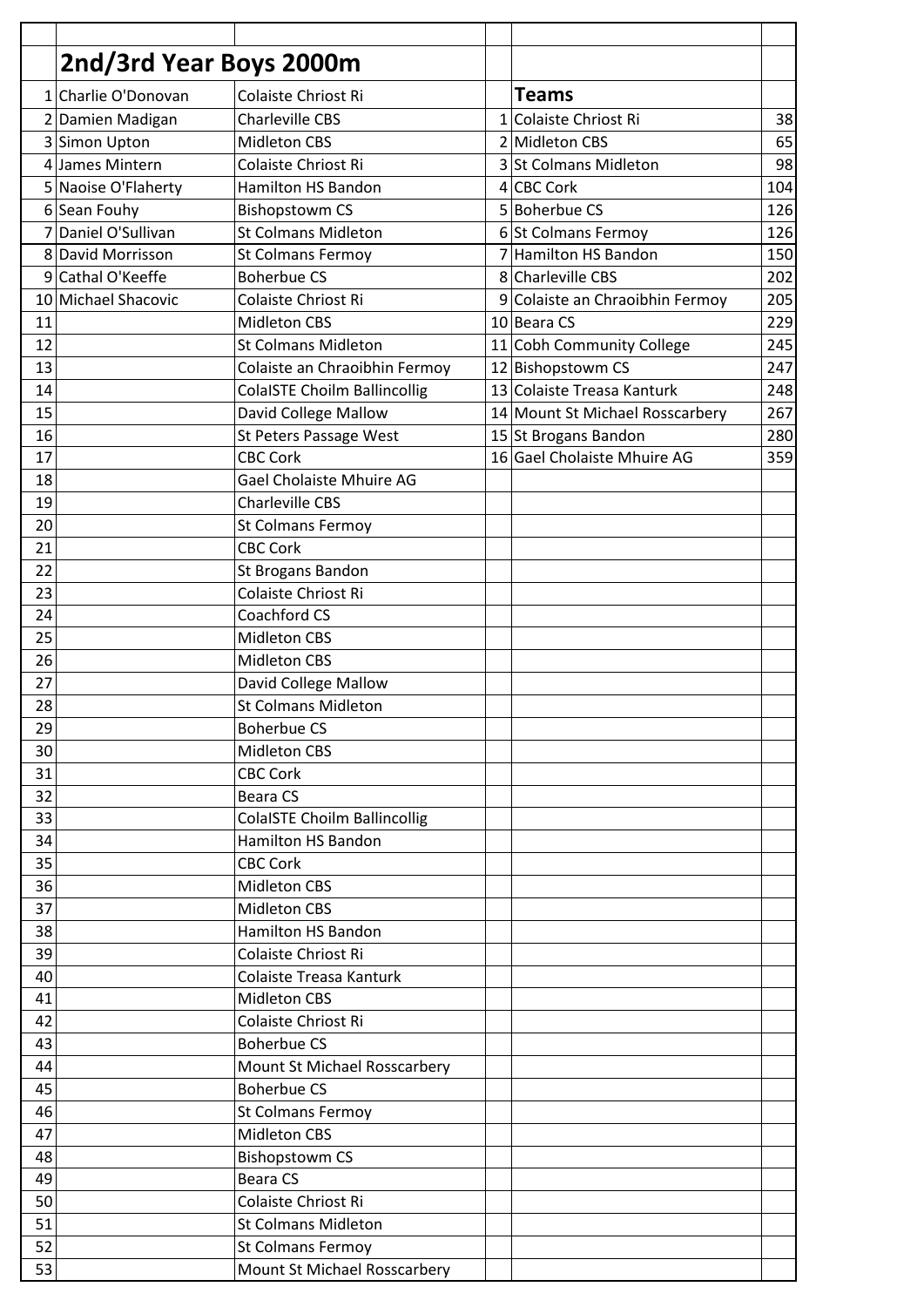## 2nd/3rd Year Boys 2000m

| | | | | | |
|---|---|---|---|---|---|
| 1 | Charlie O'Donovan | Colaiste Chriost Ri | | **Teams** | |
| 2 | Damien Madigan | Charleville CBS | 1 | Colaiste Chriost Ri | 38 |
| 3 | Simon Upton | Midleton CBS | 2 | Midleton CBS | 65 |
| 4 | James Mintern | Colaiste Chriost Ri | 3 | St Colmans Midleton | 98 |
| 5 | Naoise O'Flaherty | Hamilton HS Bandon | 4 | CBC Cork | 104 |
| 6 | Sean Fouhy | Bishopstowm CS | 5 | Boherbue CS | 126 |
| 7 | Daniel O'Sullivan | St Colmans Midleton | 6 | St Colmans Fermoy | 126 |
| 8 | David Morrisson | St Colmans Fermoy | 7 | Hamilton HS Bandon | 150 |
| 9 | Cathal O'Keeffe | Boherbue CS | 8 | Charleville CBS | 202 |
| 10 | Michael Shacovic | Colaiste Chriost Ri | 9 | Colaiste an Chraoibhin Fermoy | 205 |
| 11 | | Midleton CBS | 10 | Beara CS | 229 |
| 12 | | St Colmans Midleton | 11 | Cobh Community College | 245 |
| 13 | | Colaiste an Chraoibhin Fermoy | 12 | Bishopstowm CS | 247 |
| 14 | | ColaISTE Choilm Ballincollig | 13 | Colaiste Treasa Kanturk | 248 |
| 15 | | David College Mallow | 14 | Mount St Michael Rosscarbery | 267 |
| 16 | | St Peters Passage West | 15 | St Brogans Bandon | 280 |
| 17 | | CBC Cork | 16 | Gael Cholaiste Mhuire AG | 359 |
| 18 | | Gael Cholaiste Mhuire AG | | | |
| 19 | | Charleville CBS | | | |
| 20 | | St Colmans Fermoy | | | |
| 21 | | CBC Cork | | | |
| 22 | | St Brogans Bandon | | | |
| 23 | | Colaiste Chriost Ri | | | |
| 24 | | Coachford CS | | | |
| 25 | | Midleton CBS | | | |
| 26 | | Midleton CBS | | | |
| 27 | | David College Mallow | | | |
| 28 | | St Colmans Midleton | | | |
| 29 | | Boherbue CS | | | |
| 30 | | Midleton CBS | | | |
| 31 | | CBC Cork | | | |
| 32 | | Beara CS | | | |
| 33 | | ColaISTE Choilm Ballincollig | | | |
| 34 | | Hamilton HS Bandon | | | |
| 35 | | CBC Cork | | | |
| 36 | | Midleton CBS | | | |
| 37 | | Midleton CBS | | | |
| 38 | | Hamilton HS Bandon | | | |
| 39 | | Colaiste Chriost Ri | | | |
| 40 | | Colaiste Treasa Kanturk | | | |
| 41 | | Midleton CBS | | | |
| 42 | | Colaiste Chriost Ri | | | |
| 43 | | Boherbue CS | | | |
| 44 | | Mount St Michael Rosscarbery | | | |
| 45 | | Boherbue CS | | | |
| 46 | | St Colmans Fermoy | | | |
| 47 | | Midleton CBS | | | |
| 48 | | Bishopstowm CS | | | |
| 49 | | Beara CS | | | |
| 50 | | Colaiste Chriost Ri | | | |
| 51 | | St Colmans Midleton | | | |
| 52 | | St Colmans Fermoy | | | |
| 53 | | Mount St Michael Rosscarbery | | | |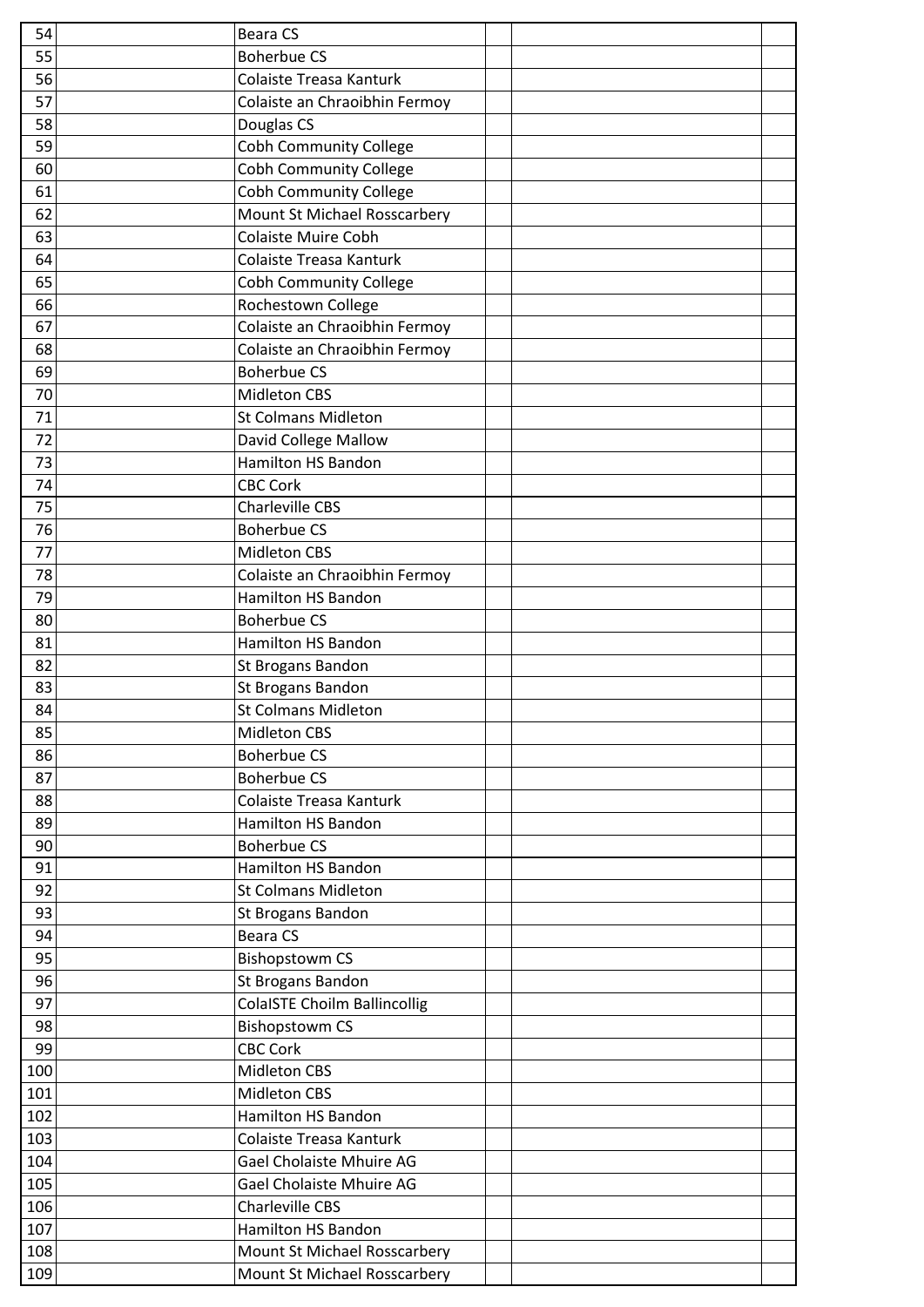| | | | | | |
|---|---|---|---|---|---|
| 54 | | Beara CS | | | |
| 55 | | Boherbue CS | | | |
| 56 | | Colaiste Treasa Kanturk | | | |
| 57 | | Colaiste an Chraoibhin Fermoy | | | |
| 58 | | Douglas CS | | | |
| 59 | | Cobh Community College | | | |
| 60 | | Cobh Community College | | | |
| 61 | | Cobh Community College | | | |
| 62 | | Mount St Michael Rosscarbery | | | |
| 63 | | Colaiste Muire Cobh | | | |
| 64 | | Colaiste Treasa Kanturk | | | |
| 65 | | Cobh Community College | | | |
| 66 | | Rochestown College | | | |
| 67 | | Colaiste an Chraoibhin Fermoy | | | |
| 68 | | Colaiste an Chraoibhin Fermoy | | | |
| 69 | | Boherbue CS | | | |
| 70 | | Midleton CBS | | | |
| 71 | | St Colmans Midleton | | | |
| 72 | | David College Mallow | | | |
| 73 | | Hamilton HS Bandon | | | |
| 74 | | CBC Cork | | | |
| 75 | | Charleville CBS | | | |
| 76 | | Boherbue CS | | | |
| 77 | | Midleton CBS | | | |
| 78 | | Colaiste an Chraoibhin Fermoy | | | |
| 79 | | Hamilton HS Bandon | | | |
| 80 | | Boherbue CS | | | |
| 81 | | Hamilton HS Bandon | | | |
| 82 | | St Brogans Bandon | | | |
| 83 | | St Brogans Bandon | | | |
| 84 | | St Colmans Midleton | | | |
| 85 | | Midleton CBS | | | |
| 86 | | Boherbue CS | | | |
| 87 | | Boherbue CS | | | |
| 88 | | Colaiste Treasa Kanturk | | | |
| 89 | | Hamilton HS Bandon | | | |
| 90 | | Boherbue CS | | | |
| 91 | | Hamilton HS Bandon | | | |
| 92 | | St Colmans Midleton | | | |
| 93 | | St Brogans Bandon | | | |
| 94 | | Beara CS | | | |
| 95 | | Bishopstowm CS | | | |
| 96 | | St Brogans Bandon | | | |
| 97 | | ColaISTE Choilm Ballincollig | | | |
| 98 | | Bishopstowm CS | | | |
| 99 | | CBC Cork | | | |
| 100 | | Midleton CBS | | | |
| 101 | | Midleton CBS | | | |
| 102 | | Hamilton HS Bandon | | | |
| 103 | | Colaiste Treasa Kanturk | | | |
| 104 | | Gael Cholaiste Mhuire AG | | | |
| 105 | | Gael Cholaiste Mhuire AG | | | |
| 106 | | Charleville CBS | | | |
| 107 | | Hamilton HS Bandon | | | |
| 108 | | Mount St Michael Rosscarbery | | | |
| 109 | | Mount St Michael Rosscarbery | | | |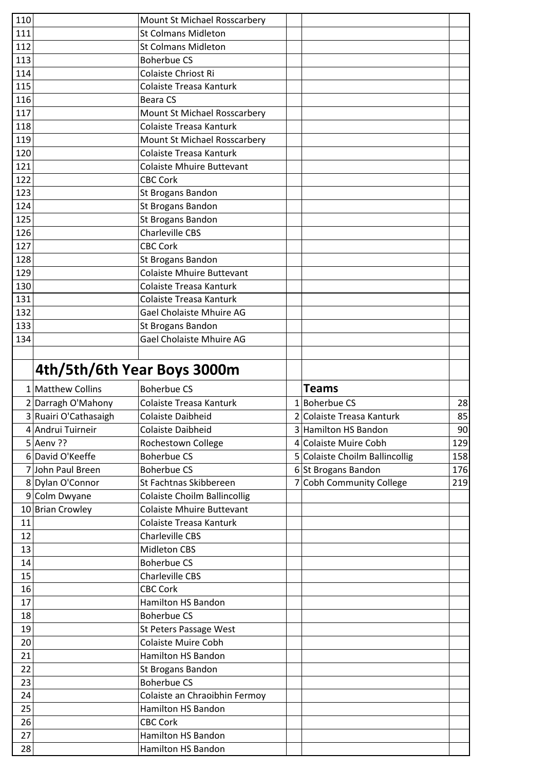| | | | | | |
|---|---|---|---|---|---|
| 110 | | Mount St Michael Rosscarbery | | | |
| 111 | | St Colmans Midleton | | | |
| 112 | | St Colmans Midleton | | | |
| 113 | | Boherbue CS | | | |
| 114 | | Colaiste Chriost Ri | | | |
| 115 | | Colaiste Treasa Kanturk | | | |
| 116 | | Beara CS | | | |
| 117 | | Mount St Michael Rosscarbery | | | |
| 118 | | Colaiste Treasa Kanturk | | | |
| 119 | | Mount St Michael Rosscarbery | | | |
| 120 | | Colaiste Treasa Kanturk | | | |
| 121 | | Colaiste Mhuire Buttevant | | | |
| 122 | | CBC Cork | | | |
| 123 | | St Brogans Bandon | | | |
| 124 | | St Brogans Bandon | | | |
| 125 | | St Brogans Bandon | | | |
| 126 | | Charleville CBS | | | |
| 127 | | CBC Cork | | | |
| 128 | | St Brogans Bandon | | | |
| 129 | | Colaiste Mhuire Buttevant | | | |
| 130 | | Colaiste Treasa Kanturk | | | |
| 131 | | Colaiste Treasa Kanturk | | | |
| 132 | | Gael Cholaiste Mhuire AG | | | |
| 133 | | St Brogans Bandon | | | |
| 134 | | Gael Cholaiste Mhuire AG | | | |

## 4th/5th/6th Year Boys 3000m

| | | | | Teams | |
|---|---|---|---|---|---|
| 1 | Matthew Collins | Boherbue CS | 1 | Boherbue CS | 28 |
| 2 | Darragh O'Mahony | Colaiste Treasa Kanturk | 2 | Colaiste Treasa Kanturk | 85 |
| 3 | Ruairi O'Cathasaigh | Colaiste Daibheid | 3 | Hamilton HS Bandon | 90 |
| 4 | Andrui Tuirneir | Colaiste Daibheid | 4 | Colaiste Muire Cobh | 129 |
| 5 | Aenv ?? | Rochestown College | 5 | Colaiste Choilm Ballincollig | 158 |
| 6 | David O'Keeffe | Boherbue CS | 6 | St Brogans Bandon | 176 |
| 7 | John Paul Breen | Boherbue CS | 7 | Cobh Community College | 219 |
| 8 | Dylan O'Connor | St Fachtnas Skibbereen | | | |
| 9 | Colm Dwyane | Colaiste Choilm Ballincollig | | | |
| 10 | Brian Crowley | Colaiste Mhuire Buttevant | | | |
| 11 | | Colaiste Treasa Kanturk | | | |
| 12 | | Charleville CBS | | | |
| 13 | | Midleton CBS | | | |
| 14 | | Boherbue CS | | | |
| 15 | | Charleville CBS | | | |
| 16 | | CBC Cork | | | |
| 17 | | Hamilton HS Bandon | | | |
| 18 | | Boherbue CS | | | |
| 19 | | St Peters Passage West | | | |
| 20 | | Colaiste Muire Cobh | | | |
| 21 | | Hamilton HS Bandon | | | |
| 22 | | St Brogans Bandon | | | |
| 23 | | Boherbue CS | | | |
| 24 | | Colaiste an Chraoibhin Fermoy | | | |
| 25 | | Hamilton HS Bandon | | | |
| 26 | | CBC Cork | | | |
| 27 | | Hamilton HS Bandon | | | |
| 28 | | Hamilton HS Bandon | | | |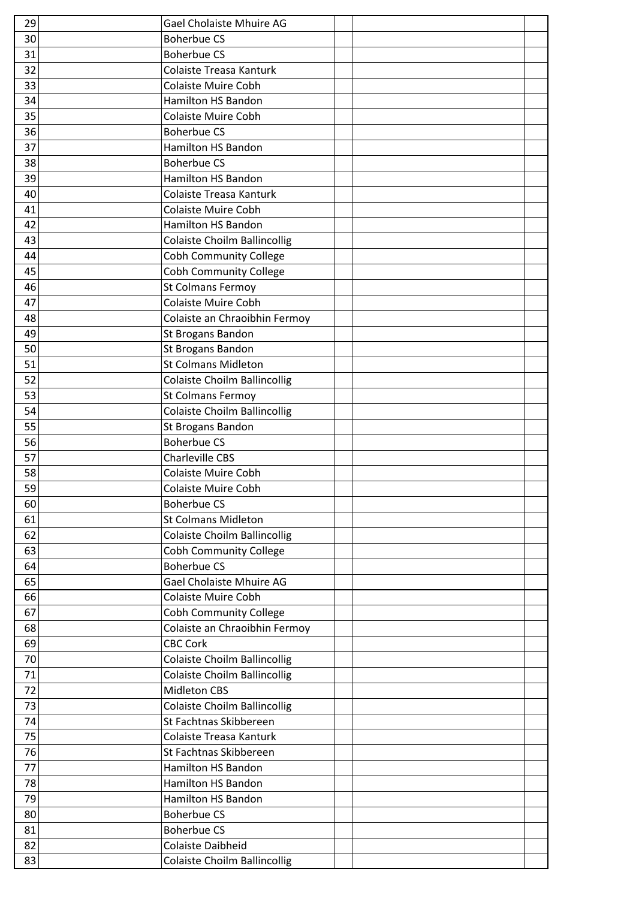| | | | | | |
|---|---|---|---|---|---|
| 29 | | Gael Cholaiste Mhuire AG | | | |
| 30 | | Boherbue CS | | | |
| 31 | | Boherbue CS | | | |
| 32 | | Colaiste Treasa Kanturk | | | |
| 33 | | Colaiste Muire Cobh | | | |
| 34 | | Hamilton HS Bandon | | | |
| 35 | | Colaiste Muire Cobh | | | |
| 36 | | Boherbue CS | | | |
| 37 | | Hamilton HS Bandon | | | |
| 38 | | Boherbue CS | | | |
| 39 | | Hamilton HS Bandon | | | |
| 40 | | Colaiste Treasa Kanturk | | | |
| 41 | | Colaiste Muire Cobh | | | |
| 42 | | Hamilton HS Bandon | | | |
| 43 | | Colaiste Choilm Ballincollig | | | |
| 44 | | Cobh Community College | | | |
| 45 | | Cobh Community College | | | |
| 46 | | St Colmans Fermoy | | | |
| 47 | | Colaiste Muire Cobh | | | |
| 48 | | Colaiste an Chraoibhin Fermoy | | | |
| 49 | | St Brogans Bandon | | | |
| 50 | | St Brogans Bandon | | | |
| 51 | | St Colmans Midleton | | | |
| 52 | | Colaiste Choilm Ballincollig | | | |
| 53 | | St Colmans Fermoy | | | |
| 54 | | Colaiste Choilm Ballincollig | | | |
| 55 | | St Brogans Bandon | | | |
| 56 | | Boherbue CS | | | |
| 57 | | Charleville CBS | | | |
| 58 | | Colaiste Muire Cobh | | | |
| 59 | | Colaiste Muire Cobh | | | |
| 60 | | Boherbue CS | | | |
| 61 | | St Colmans Midleton | | | |
| 62 | | Colaiste Choilm Ballincollig | | | |
| 63 | | Cobh Community College | | | |
| 64 | | Boherbue CS | | | |
| 65 | | Gael Cholaiste Mhuire AG | | | |
| 66 | | Colaiste Muire Cobh | | | |
| 67 | | Cobh Community College | | | |
| 68 | | Colaiste an Chraoibhin Fermoy | | | |
| 69 | | CBC Cork | | | |
| 70 | | Colaiste Choilm Ballincollig | | | |
| 71 | | Colaiste Choilm Ballincollig | | | |
| 72 | | Midleton CBS | | | |
| 73 | | Colaiste Choilm Ballincollig | | | |
| 74 | | St Fachtnas Skibbereen | | | |
| 75 | | Colaiste Treasa Kanturk | | | |
| 76 | | St Fachtnas Skibbereen | | | |
| 77 | | Hamilton HS Bandon | | | |
| 78 | | Hamilton HS Bandon | | | |
| 79 | | Hamilton HS Bandon | | | |
| 80 | | Boherbue CS | | | |
| 81 | | Boherbue CS | | | |
| 82 | | Colaiste Daibheid | | | |
| 83 | | Colaiste Choilm Ballincollig | | | |